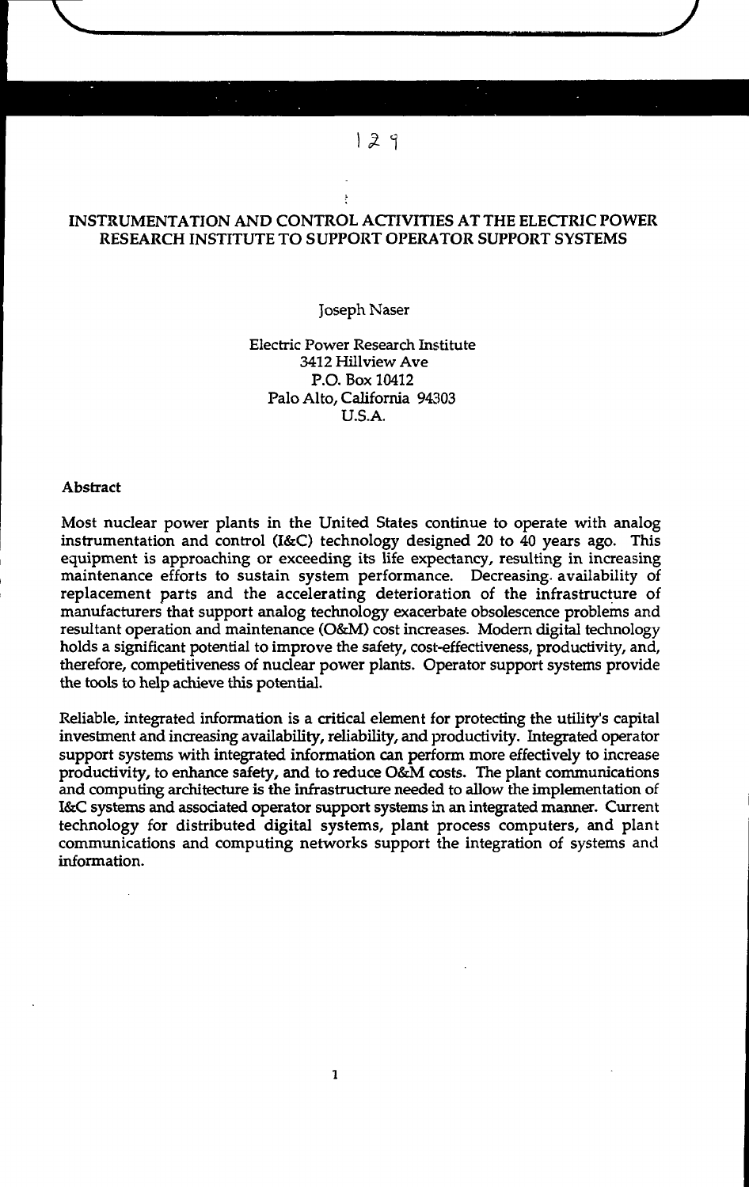# INSTRUMENTATION AND CONTROL ACTIVITIES AT THE ELECTRIC POWER RESEARCH INSTITUTE TO SUPPORT OPERATOR SUPPORT SYSTEMS

Joseph Naser

Electric Power Research Institute
3412 Hillview Ave
P.O. Box 10412
Palo Alto, California 94303
U.S.A.

**Abstract**

Most nuclear power plants in the United States continue to operate with analog instrumentation and control (I&C) technology designed 20 to 40 years ago. This equipment is approaching or exceeding its life expectancy, resulting in increasing maintenance efforts to sustain system performance. Decreasing availability of replacement parts and the accelerating deterioration of the infrastructure of manufacturers that support analog technology exacerbate obsolescence problems and resultant operation and maintenance (O&M) cost increases. Modern digital technology holds a significant potential to improve the safety, cost-effectiveness, productivity, and, therefore, competitiveness of nuclear power plants. Operator support systems provide the tools to help achieve this potential.

Reliable, integrated information is a critical element for protecting the utility's capital investment and increasing availability, reliability, and productivity. Integrated operator support systems with integrated information can perform more effectively to increase productivity, to enhance safety, and to reduce O&M costs. The plant communications and computing architecture is the infrastructure needed to allow the implementation of I&C systems and associated operator support systems in an integrated manner. Current technology for distributed digital systems, plant process computers, and plant communications and computing networks support the integration of systems and information.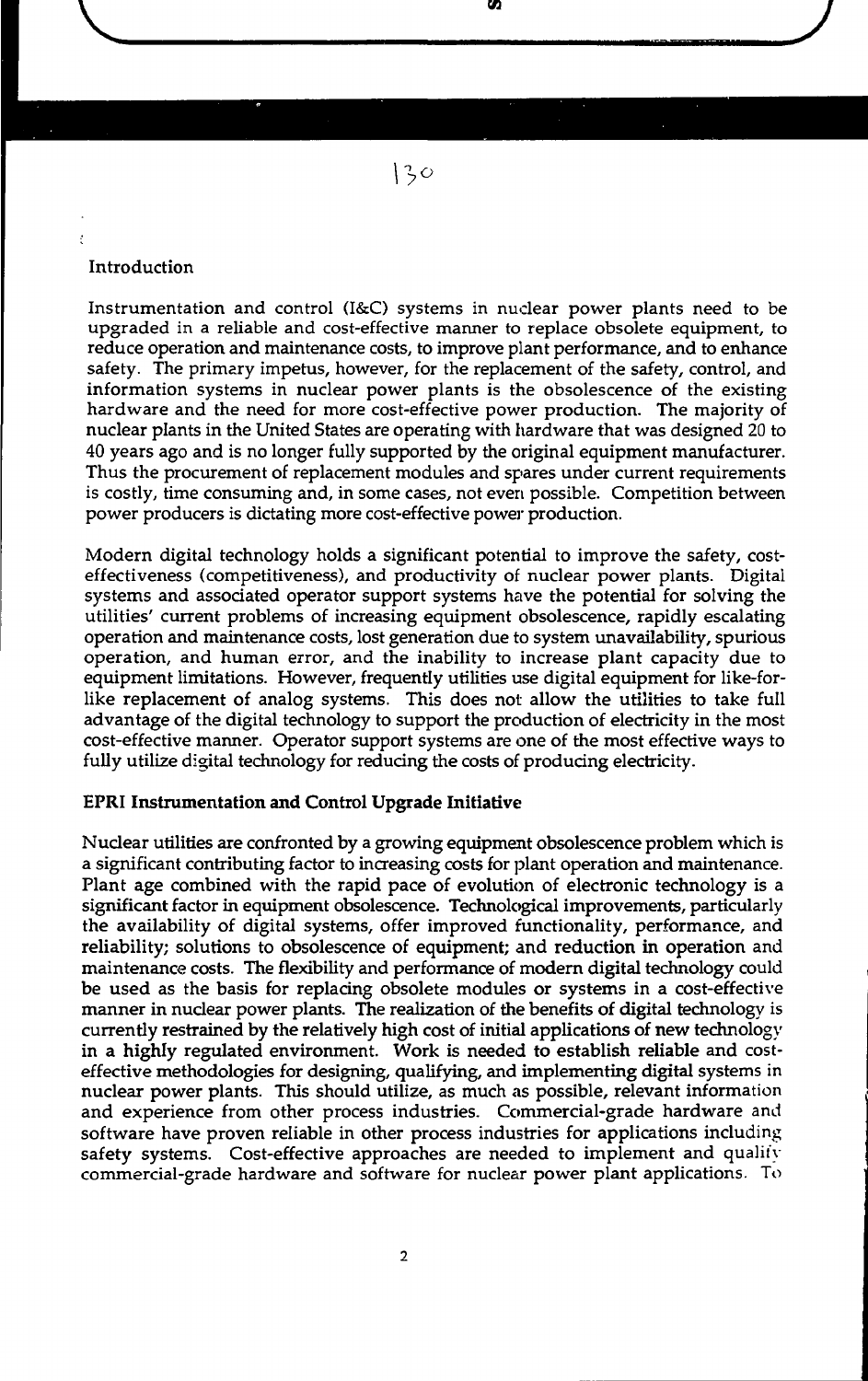## Introduction

Instrumentation and control (I&C) systems in nuclear power plants need to be upgraded in a reliable and cost-effective manner to replace obsolete equipment, to reduce operation and maintenance costs, to improve plant performance, and to enhance safety. The primary impetus, however, for the replacement of the safety, control, and information systems in nuclear power plants is the obsolescence of the existing hardware and the need for more cost-effective power production. The majority of nuclear plants in the United States are operating with hardware that was designed 20 to 40 years ago and is no longer fully supported by the original equipment manufacturer. Thus the procurement of replacement modules and spares under current requirements is costly, time consuming and, in some cases, not even possible. Competition between power producers is dictating more cost-effective power production.

Modern digital technology holds a significant potential to improve the safety, cost-effectiveness (competitiveness), and productivity of nuclear power plants. Digital systems and associated operator support systems have the potential for solving the utilities' current problems of increasing equipment obsolescence, rapidly escalating operation and maintenance costs, lost generation due to system unavailability, spurious operation, and human error, and the inability to increase plant capacity due to equipment limitations. However, frequently utilities use digital equipment for like-for-like replacement of analog systems. This does not allow the utilities to take full advantage of the digital technology to support the production of electricity in the most cost-effective manner. Operator support systems are one of the most effective ways to fully utilize digital technology for reducing the costs of producing electricity.

## EPRI Instrumentation and Control Upgrade Initiative

Nuclear utilities are confronted by a growing equipment obsolescence problem which is a significant contributing factor to increasing costs for plant operation and maintenance. Plant age combined with the rapid pace of evolution of electronic technology is a significant factor in equipment obsolescence. Technological improvements, particularly the availability of digital systems, offer improved functionality, performance, and reliability; solutions to obsolescence of equipment; and reduction in operation and maintenance costs. The flexibility and performance of modern digital technology could be used as the basis for replacing obsolete modules or systems in a cost-effective manner in nuclear power plants. The realization of the benefits of digital technology is currently restrained by the relatively high cost of initial applications of new technology in a highly regulated environment. Work is needed to establish reliable and cost-effective methodologies for designing, qualifying, and implementing digital systems in nuclear power plants. This should utilize, as much as possible, relevant information and experience from other process industries. Commercial-grade hardware and software have proven reliable in other process industries for applications including safety systems. Cost-effective approaches are needed to implement and qualify commercial-grade hardware and software for nuclear power plant applications. To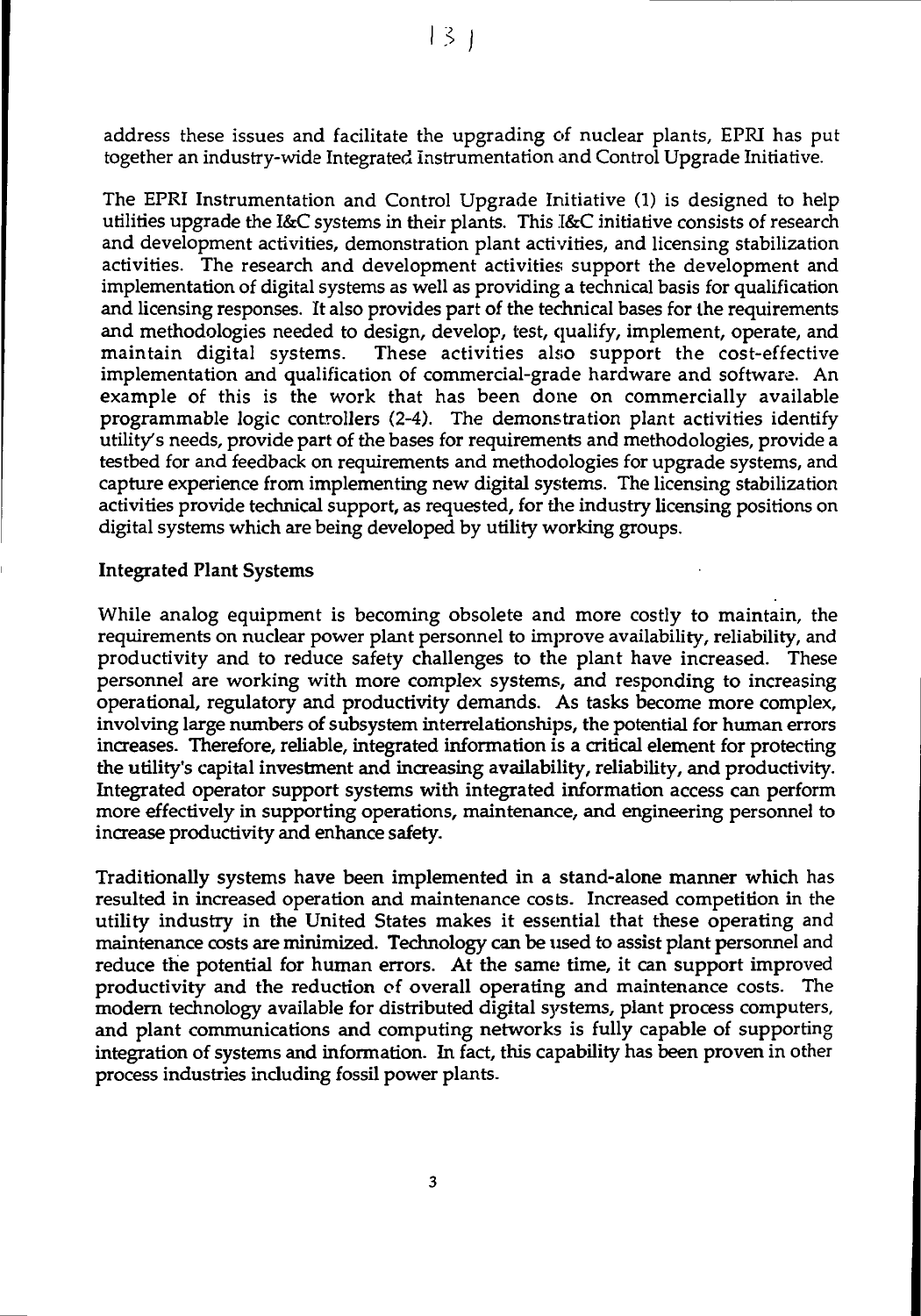address these issues and facilitate the upgrading of nuclear plants, EPRI has put together an industry-wide Integrated Instrumentation and Control Upgrade Initiative.

The EPRI Instrumentation and Control Upgrade Initiative (1) is designed to help utilities upgrade the I&C systems in their plants. This I&C initiative consists of research and development activities, demonstration plant activities, and licensing stabilization activities. The research and development activities support the development and implementation of digital systems as well as providing a technical basis for qualification and licensing responses. It also provides part of the technical bases for the requirements and methodologies needed to design, develop, test, qualify, implement, operate, and maintain digital systems. These activities also support the cost-effective implementation and qualification of commercial-grade hardware and software. An example of this is the work that has been done on commercially available programmable logic controllers (2-4). The demonstration plant activities identify utility's needs, provide part of the bases for requirements and methodologies, provide a testbed for and feedback on requirements and methodologies for upgrade systems, and capture experience from implementing new digital systems. The licensing stabilization activities provide technical support, as requested, for the industry licensing positions on digital systems which are being developed by utility working groups.

## Integrated Plant Systems

While analog equipment is becoming obsolete and more costly to maintain, the requirements on nuclear power plant personnel to improve availability, reliability, and productivity and to reduce safety challenges to the plant have increased. These personnel are working with more complex systems, and responding to increasing operational, regulatory and productivity demands. As tasks become more complex, involving large numbers of subsystem interrelationships, the potential for human errors increases. Therefore, reliable, integrated information is a critical element for protecting the utility's capital investment and increasing availability, reliability, and productivity. Integrated operator support systems with integrated information access can perform more effectively in supporting operations, maintenance, and engineering personnel to increase productivity and enhance safety.

Traditionally systems have been implemented in a stand-alone manner which has resulted in increased operation and maintenance costs. Increased competition in the utility industry in the United States makes it essential that these operating and maintenance costs are minimized. Technology can be used to assist plant personnel and reduce the potential for human errors. At the same time, it can support improved productivity and the reduction of overall operating and maintenance costs. The modern technology available for distributed digital systems, plant process computers, and plant communications and computing networks is fully capable of supporting integration of systems and information. In fact, this capability has been proven in other process industries including fossil power plants.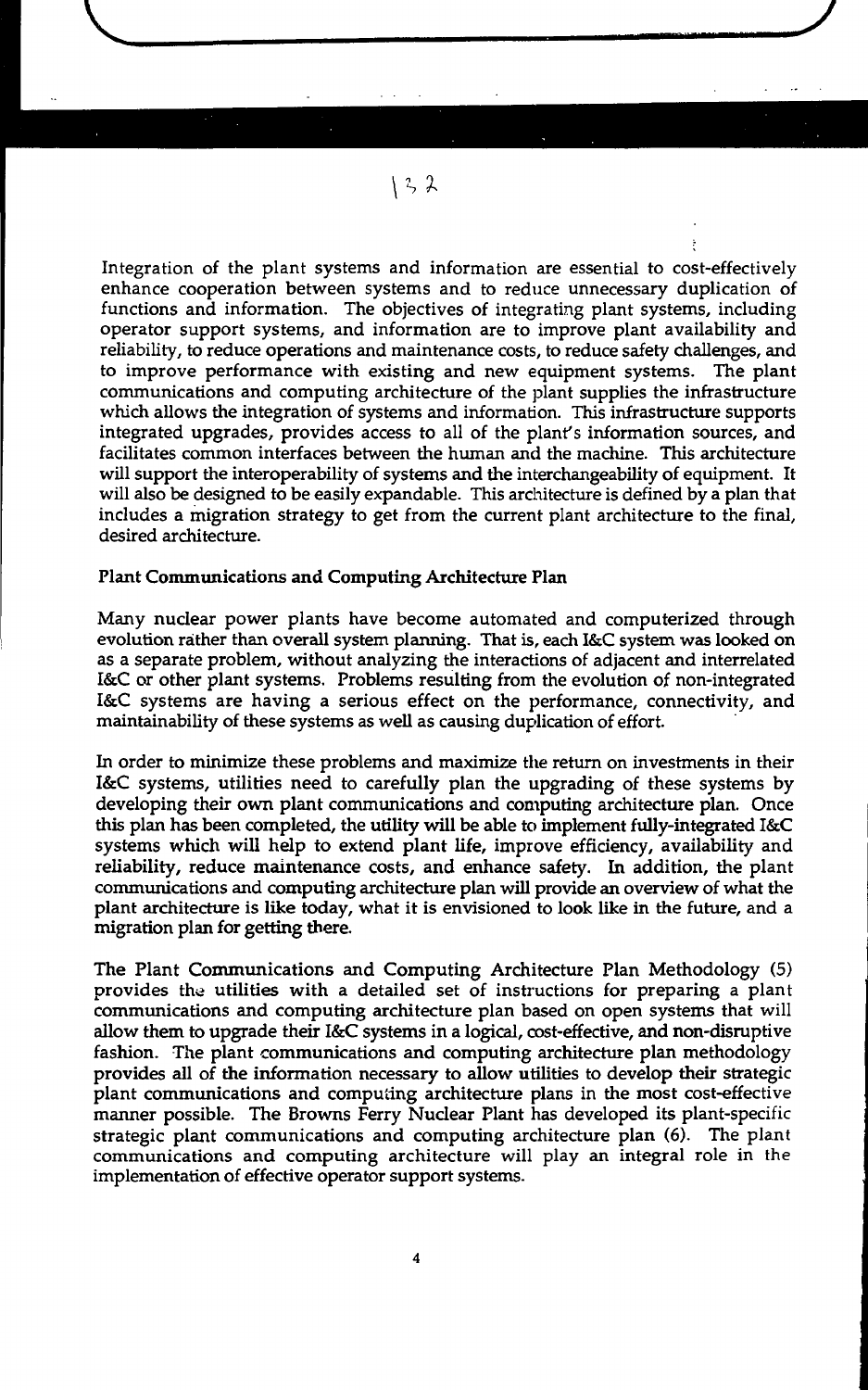Integration of the plant systems and information are essential to cost-effectively enhance cooperation between systems and to reduce unnecessary duplication of functions and information. The objectives of integrating plant systems, including operator support systems, and information are to improve plant availability and reliability, to reduce operations and maintenance costs, to reduce safety challenges, and to improve performance with existing and new equipment systems. The plant communications and computing architecture of the plant supplies the infrastructure which allows the integration of systems and information. This infrastructure supports integrated upgrades, provides access to all of the plant's information sources, and facilitates common interfaces between the human and the machine. This architecture will support the interoperability of systems and the interchangeability of equipment. It will also be designed to be easily expandable. This architecture is defined by a plan that includes a migration strategy to get from the current plant architecture to the final, desired architecture.

**Plant Communications and Computing Architecture Plan**

Many nuclear power plants have become automated and computerized through evolution rather than overall system planning. That is, each I&C system was looked on as a separate problem, without analyzing the interactions of adjacent and interrelated I&C or other plant systems. Problems resulting from the evolution of non-integrated I&C systems are having a serious effect on the performance, connectivity, and maintainability of these systems as well as causing duplication of effort.

In order to minimize these problems and maximize the return on investments in their I&C systems, utilities need to carefully plan the upgrading of these systems by developing their own plant communications and computing architecture plan. Once this plan has been completed, the utility will be able to implement fully-integrated I&C systems which will help to extend plant life, improve efficiency, availability and reliability, reduce maintenance costs, and enhance safety. In addition, the plant communications and computing architecture plan will provide an overview of what the plant architecture is like today, what it is envisioned to look like in the future, and a migration plan for getting there.

The Plant Communications and Computing Architecture Plan Methodology (5) provides the utilities with a detailed set of instructions for preparing a plant communications and computing architecture plan based on open systems that will allow them to upgrade their I&C systems in a logical, cost-effective, and non-disruptive fashion. The plant communications and computing architecture plan methodology provides all of the information necessary to allow utilities to develop their strategic plant communications and computing architecture plans in the most cost-effective manner possible. The Browns Ferry Nuclear Plant has developed its plant-specific strategic plant communications and computing architecture plan (6). The plant communications and computing architecture will play an integral role in the implementation of effective operator support systems.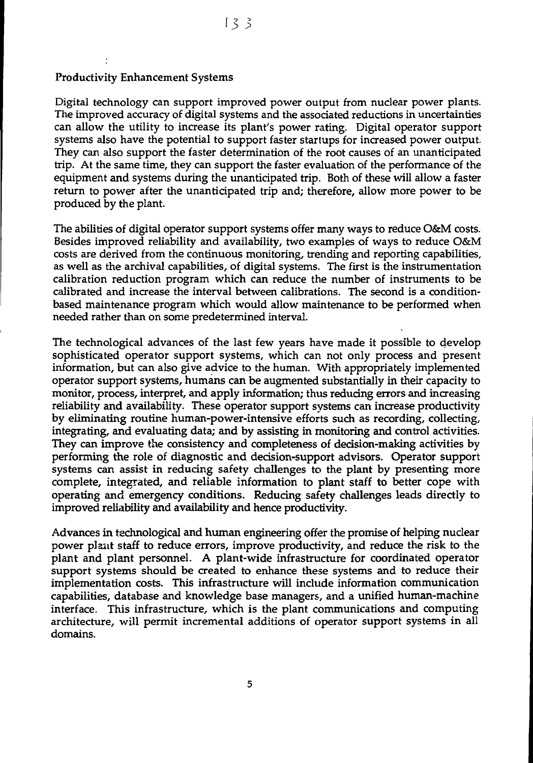## Productivity Enhancement Systems

Digital technology can support improved power output from nuclear power plants. The improved accuracy of digital systems and the associated reductions in uncertainties can allow the utility to increase its plant's power rating. Digital operator support systems also have the potential to support faster startups for increased power output. They can also support the faster determination of the root causes of an unanticipated trip. At the same time, they can support the faster evaluation of the performance of the equipment and systems during the unanticipated trip. Both of these will allow a faster return to power after the unanticipated trip and; therefore, allow more power to be produced by the plant.

The abilities of digital operator support systems offer many ways to reduce O&M costs. Besides improved reliability and availability, two examples of ways to reduce O&M costs are derived from the continuous monitoring, trending and reporting capabilities, as well as the archival capabilities, of digital systems. The first is the instrumentation calibration reduction program which can reduce the number of instruments to be calibrated and increase the interval between calibrations. The second is a condition-based maintenance program which would allow maintenance to be performed when needed rather than on some predetermined interval.

The technological advances of the last few years have made it possible to develop sophisticated operator support systems, which can not only process and present information, but can also give advice to the human. With appropriately implemented operator support systems, humans can be augmented substantially in their capacity to monitor, process, interpret, and apply information; thus reducing errors and increasing reliability and availability. These operator support systems can increase productivity by eliminating routine human-power-intensive efforts such as recording, collecting, integrating, and evaluating data; and by assisting in monitoring and control activities. They can improve the consistency and completeness of decision-making activities by performing the role of diagnostic and decision-support advisors. Operator support systems can assist in reducing safety challenges to the plant by presenting more complete, integrated, and reliable information to plant staff to better cope with operating and emergency conditions. Reducing safety challenges leads directly to improved reliability and availability and hence productivity.

Advances in technological and human engineering offer the promise of helping nuclear power plant staff to reduce errors, improve productivity, and reduce the risk to the plant and plant personnel. A plant-wide infrastructure for coordinated operator support systems should be created to enhance these systems and to reduce their implementation costs. This infrastructure will include information communication capabilities, database and knowledge base managers, and a unified human-machine interface. This infrastructure, which is the plant communications and computing architecture, will permit incremental additions of operator support systems in all domains.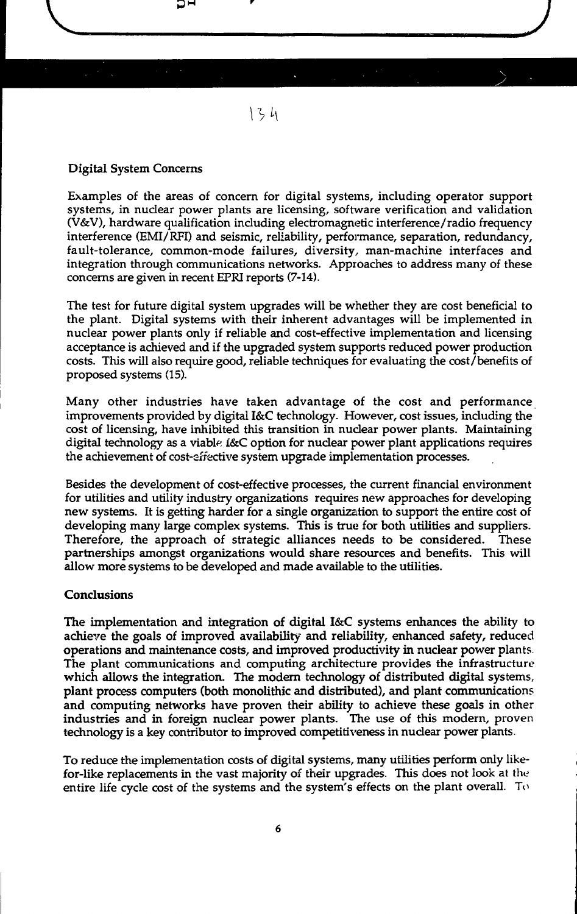## Digital System Concerns

Examples of the areas of concern for digital systems, including operator support systems, in nuclear power plants are licensing, software verification and validation (V&V), hardware qualification including electromagnetic interference/radio frequency interference (EMI/RFI) and seismic, reliability, performance, separation, redundancy, fault-tolerance, common-mode failures, diversity, man-machine interfaces and integration through communications networks. Approaches to address many of these concerns are given in recent EPRI reports (7-14).

The test for future digital system upgrades will be whether they are cost beneficial to the plant. Digital systems with their inherent advantages will be implemented in nuclear power plants only if reliable and cost-effective implementation and licensing acceptance is achieved and if the upgraded system supports reduced power production costs. This will also require good, reliable techniques for evaluating the cost/benefits of proposed systems (15).

Many other industries have taken advantage of the cost and performance improvements provided by digital I&C technology. However, cost issues, including the cost of licensing, have inhibited this transition in nuclear power plants. Maintaining digital technology as a viable I&C option for nuclear power plant applications requires the achievement of cost-effective system upgrade implementation processes.

Besides the development of cost-effective processes, the current financial environment for utilities and utility industry organizations requires new approaches for developing new systems. It is getting harder for a single organization to support the entire cost of developing many large complex systems. This is true for both utilities and suppliers. Therefore, the approach of strategic alliances needs to be considered. These partnerships amongst organizations would share resources and benefits. This will allow more systems to be developed and made available to the utilities.

## Conclusions

The implementation and integration of digital I&C systems enhances the ability to achieve the goals of improved availability and reliability, enhanced safety, reduced operations and maintenance costs, and improved productivity in nuclear power plants. The plant communications and computing architecture provides the infrastructure which allows the integration. The modern technology of distributed digital systems, plant process computers (both monolithic and distributed), and plant communications and computing networks have proven their ability to achieve these goals in other industries and in foreign nuclear power plants. The use of this modern, proven technology is a key contributor to improved competitiveness in nuclear power plants.

To reduce the implementation costs of digital systems, many utilities perform only like-for-like replacements in the vast majority of their upgrades. This does not look at the entire life cycle cost of the systems and the system's effects on the plant overall. To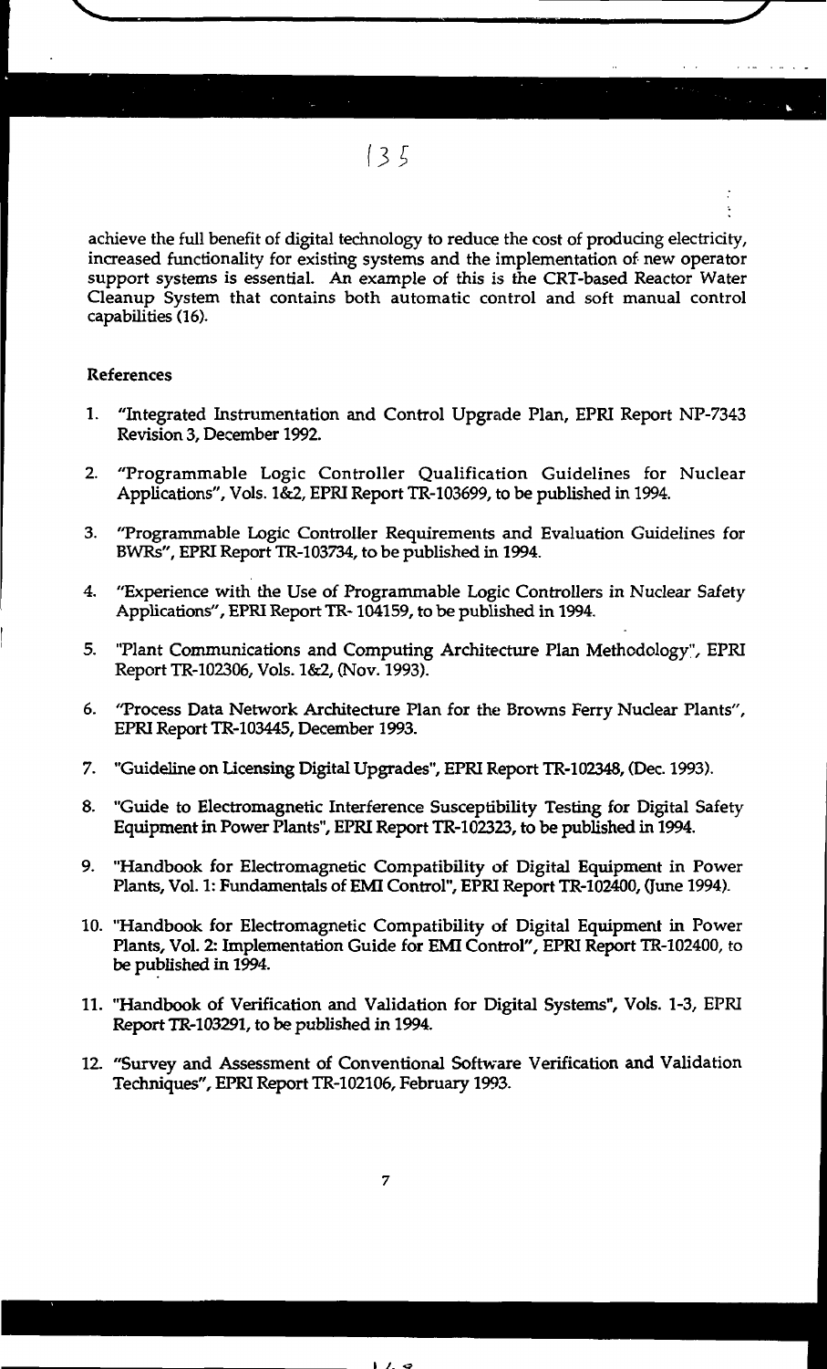achieve the full benefit of digital technology to reduce the cost of producing electricity, increased functionality for existing systems and the implementation of new operator support systems is essential. An example of this is the CRT-based Reactor Water Cleanup System that contains both automatic control and soft manual control capabilities (16).

## References

1. "Integrated Instrumentation and Control Upgrade Plan, EPRI Report NP-7343 Revision 3, December 1992.
2. "Programmable Logic Controller Qualification Guidelines for Nuclear Applications", Vols. 1&2, EPRI Report TR-103699, to be published in 1994.
3. "Programmable Logic Controller Requirements and Evaluation Guidelines for BWRs", EPRI Report TR-103734, to be published in 1994.
4. "Experience with the Use of Programmable Logic Controllers in Nuclear Safety Applications", EPRI Report TR- 104159, to be published in 1994.
5. "Plant Communications and Computing Architecture Plan Methodology", EPRI Report TR-102306, Vols. 1&2, (Nov. 1993).
6. "Process Data Network Architecture Plan for the Browns Ferry Nuclear Plants", EPRI Report TR-103445, December 1993.
7. "Guideline on Licensing Digital Upgrades", EPRI Report TR-102348, (Dec. 1993).
8. "Guide to Electromagnetic Interference Susceptibility Testing for Digital Safety Equipment in Power Plants", EPRI Report TR-102323, to be published in 1994.
9. "Handbook for Electromagnetic Compatibility of Digital Equipment in Power Plants, Vol. 1: Fundamentals of EMI Control", EPRI Report TR-102400, (June 1994).
10. "Handbook for Electromagnetic Compatibility of Digital Equipment in Power Plants, Vol. 2: Implementation Guide for EMI Control", EPRI Report TR-102400, to be published in 1994.
11. "Handbook of Verification and Validation for Digital Systems", Vols. 1-3, EPRI Report TR-103291, to be published in 1994.
12. "Survey and Assessment of Conventional Software Verification and Validation Techniques", EPRI Report TR-102106, February 1993.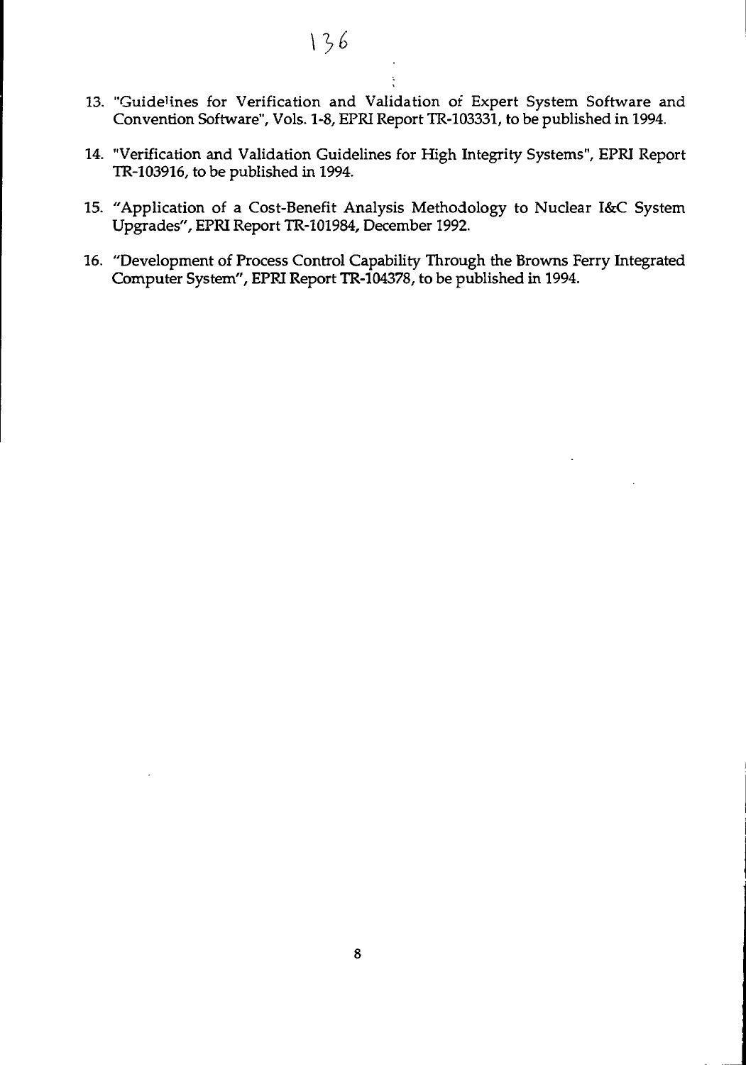13. "Guidelines for Verification and Validation of Expert System Software and Convention Software", Vols. 1-8, EPRI Report TR-103331, to be published in 1994.

14. "Verification and Validation Guidelines for High Integrity Systems", EPRI Report TR-103916, to be published in 1994.

15. "Application of a Cost-Benefit Analysis Methodology to Nuclear I&C System Upgrades", EPRI Report TR-101984, December 1992.

16. "Development of Process Control Capability Through the Browns Ferry Integrated Computer System", EPRI Report TR-104378, to be published in 1994.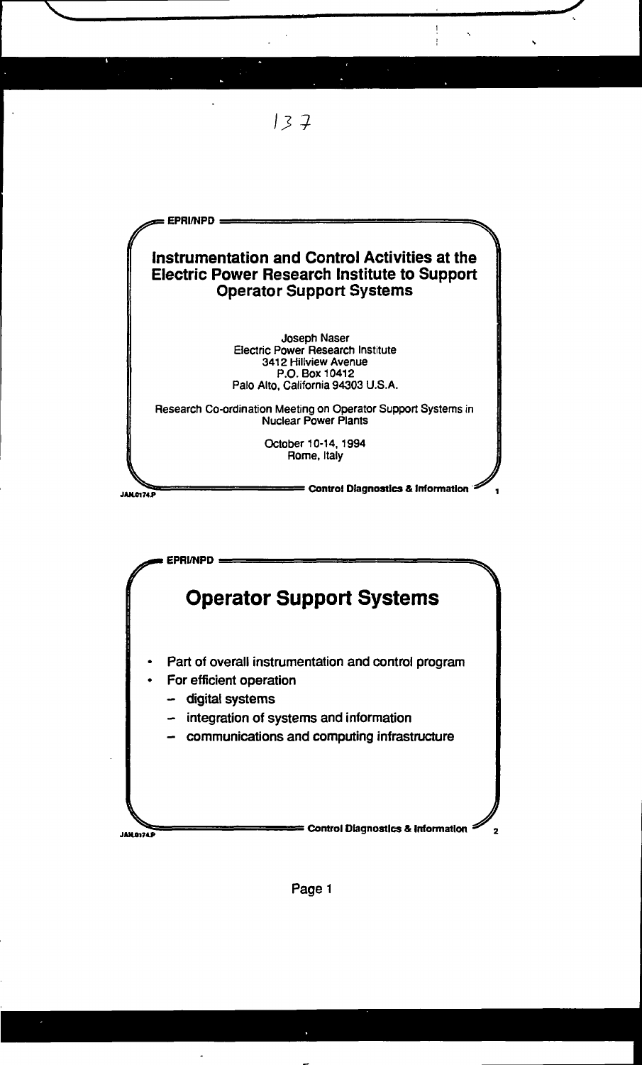137

EPRI/NPD

# Instrumentation and Control Activities at the Electric Power Research Institute to Support Operator Support Systems

Joseph Naser
Electric Power Research Institute
3412 Hillview Avenue
P.O. Box 10412
Palo Alto, California 94303 U.S.A.

Research Co-ordination Meeting on Operator Support Systems in Nuclear Power Plants

October 10-14, 1994
Rome, Italy

Control Diagnostics & Information

JAN.0174.P

EPRI/NPD

# Operator Support Systems

- Part of overall instrumentation and control program
- For efficient operation
  - digital systems
  - integration of systems and information
  - communications and computing infrastructure

Control Diagnostics & Information

JAN.0174.P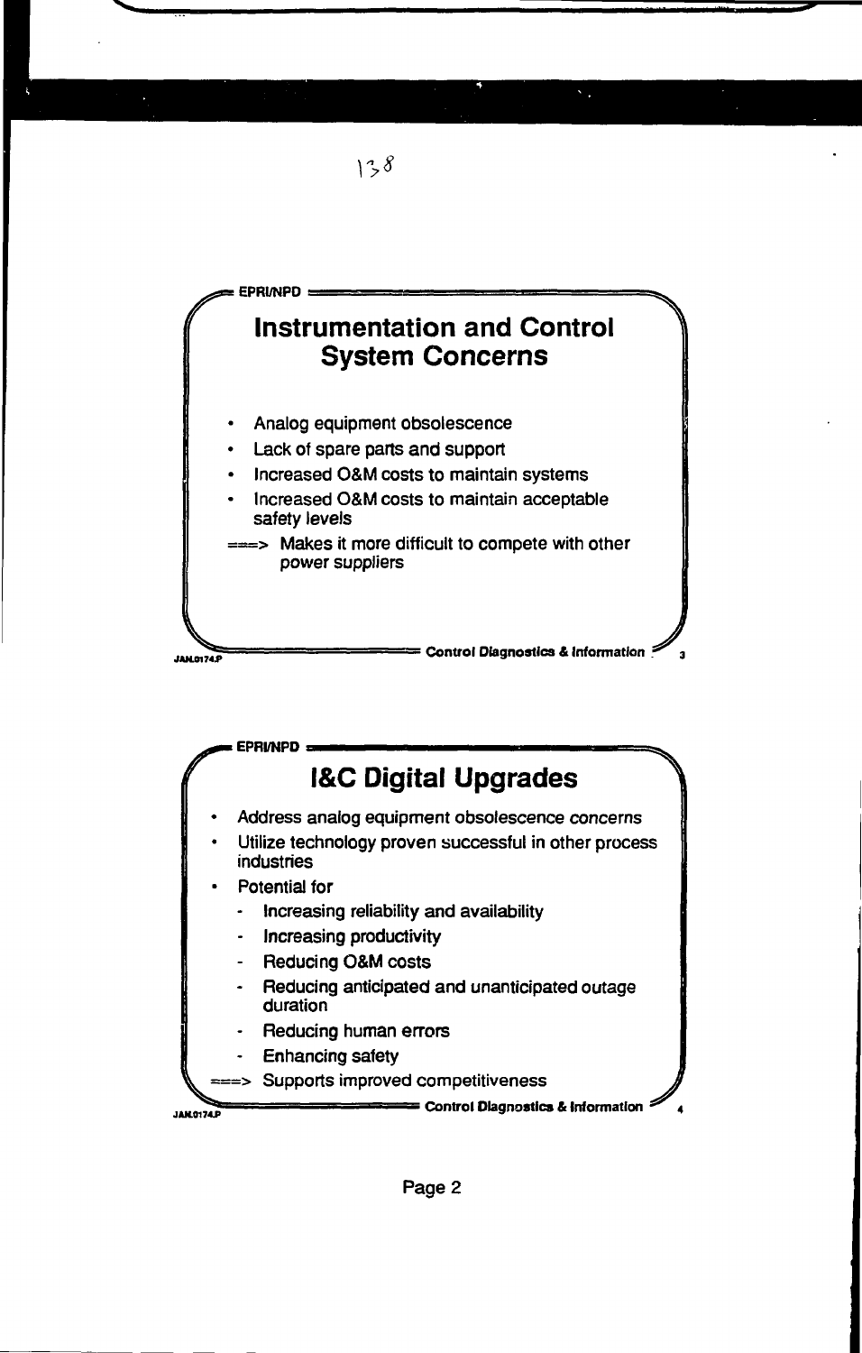138

EPRI/NPD

## Instrumentation and Control System Concerns

- Analog equipment obsolescence
- Lack of spare parts and support
- Increased O&M costs to maintain systems
- Increased O&M costs to maintain acceptable safety levels

===> Makes it more difficult to compete with other power suppliers

JAM.0174.P — Control Diagnostics & Information — 3

EPRI/NPD

## I&C Digital Upgrades

- Address analog equipment obsolescence concerns
- Utilize technology proven successful in other process industries
- Potential for
  - Increasing reliability and availability
  - Increasing productivity
  - Reducing O&M costs
  - Reducing anticipated and unanticipated outage duration
  - Reducing human errors
  - Enhancing safety

===> Supports improved competitiveness

JAM.0174.P — Control Diagnostics & Information — 4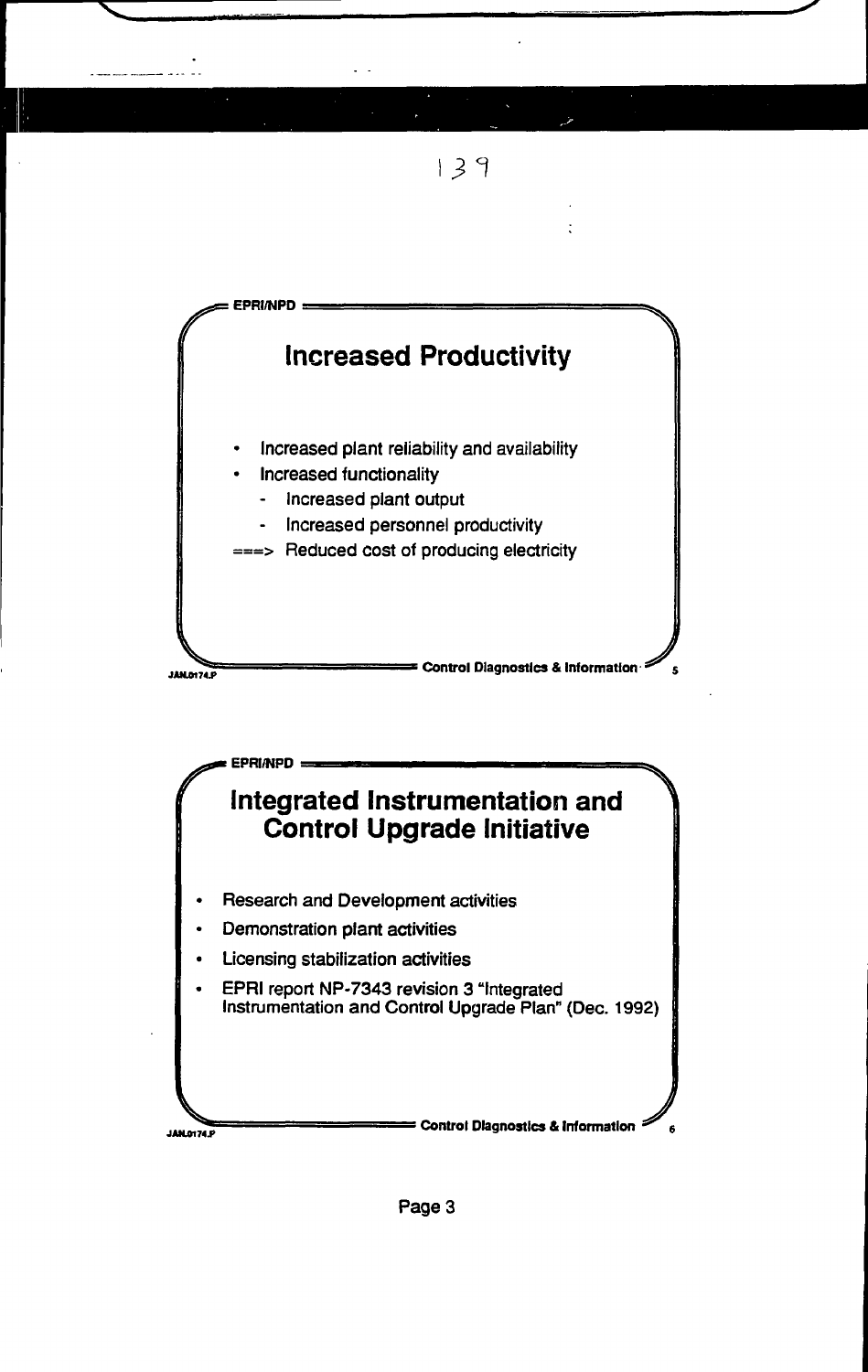EPRI/NPD

## Increased Productivity

- Increased plant reliability and availability
- Increased functionality
  - Increased plant output
  - Increased personnel productivity

===> Reduced cost of producing electricity

JAN.0174.P — Control Diagnostics & Information — 5

EPRI/NPD

## Integrated Instrumentation and Control Upgrade Initiative

- Research and Development activities
- Demonstration plant activities
- Licensing stabilization activities
- EPRI report NP-7343 revision 3 "Integrated Instrumentation and Control Upgrade Plan" (Dec. 1992)

JAN.0174.P — Control Diagnostics & Information — 6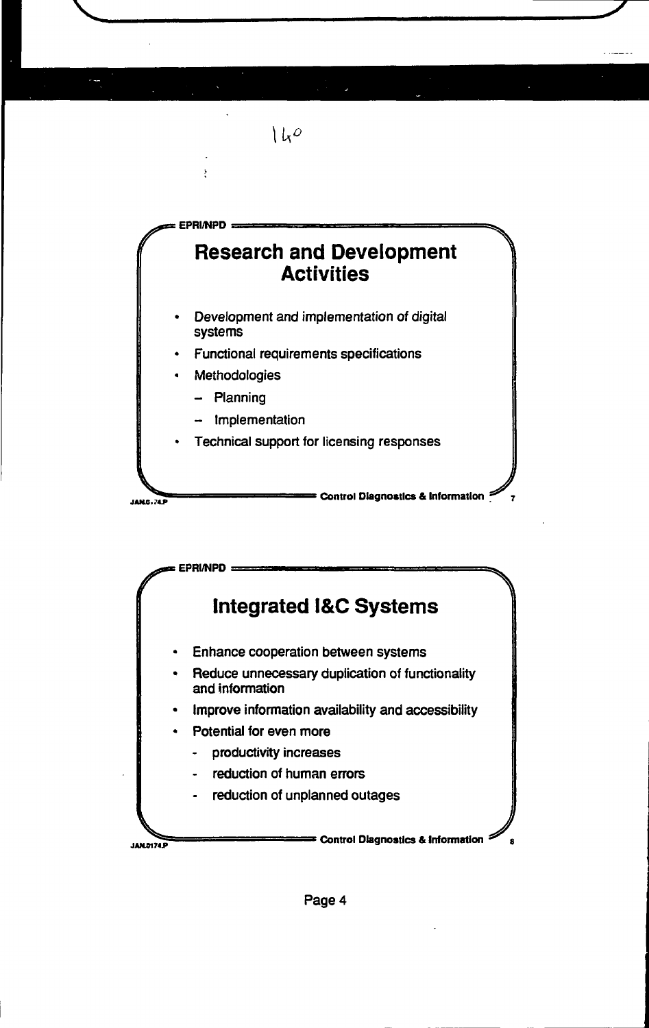140

EPRI/NPD

## Research and Development Activities

- Development and implementation of digital systems
- Functional requirements specifications
- Methodologies
  - Planning
  - Implementation
- Technical support for licensing responses

Control Diagnostics & Information

EPRI/NPD

## Integrated I&C Systems

- Enhance cooperation between systems
- Reduce unnecessary duplication of functionality and information
- Improve information availability and accessibility
- Potential for even more
  - productivity increases
  - reduction of human errors
  - reduction of unplanned outages

Control Diagnostics & Information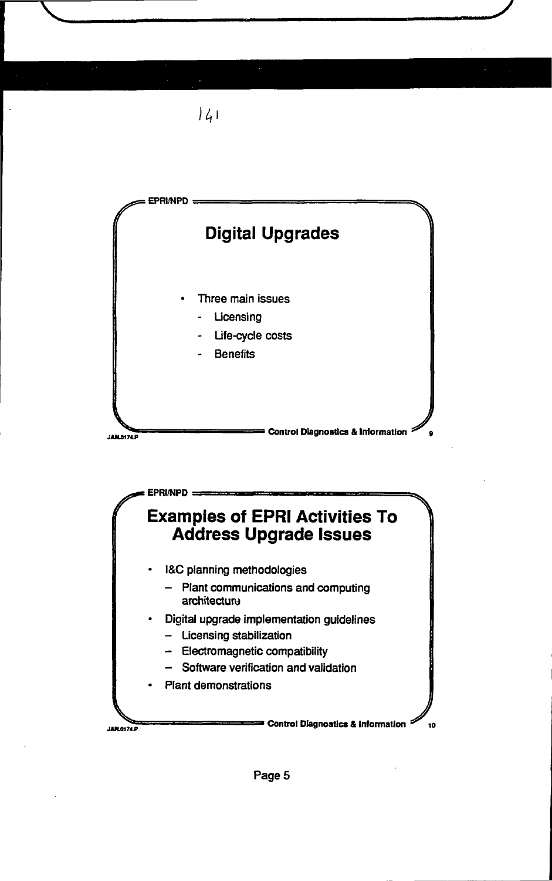141

EPRI/NPD

## Digital Upgrades

- Three main issues
  - Licensing
  - Life-cycle costs
  - Benefits

JAN.0174.P Control Diagnostics & Information

EPRI/NPD

## Examples of EPRI Activities To Address Upgrade Issues

- I&C planning methodologies
  - Plant communications and computing architecture
- Digital upgrade implementation guidelines
  - Licensing stabilization
  - Electromagnetic compatibility
  - Software verification and validation
- Plant demonstrations

JAN.0174.P Control Diagnostics & Information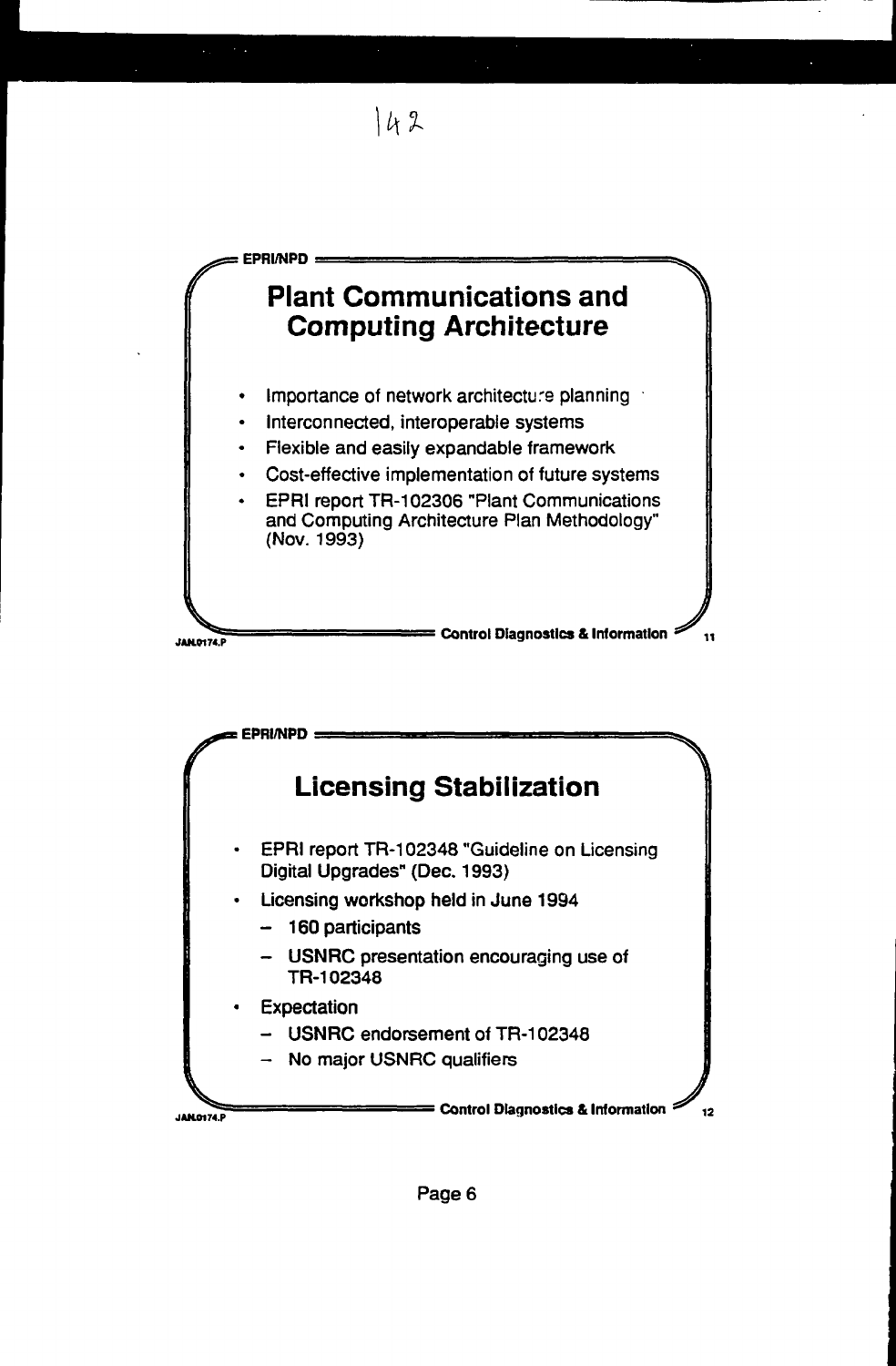# Plant Communications and Computing Architecture

- Importance of network architecture planning
- Interconnected, interoperable systems
- Flexible and easily expandable framework
- Cost-effective implementation of future systems
- EPRI report TR-102306 "Plant Communications and Computing Architecture Plan Methodology" (Nov. 1993)

# Licensing Stabilization

- EPRI report TR-102348 "Guideline on Licensing Digital Upgrades" (Dec. 1993)
- Licensing workshop held in June 1994
  - 160 participants
  - USNRC presentation encouraging use of TR-102348
- Expectation
  - USNRC endorsement of TR-102348
  - No major USNRC qualifiers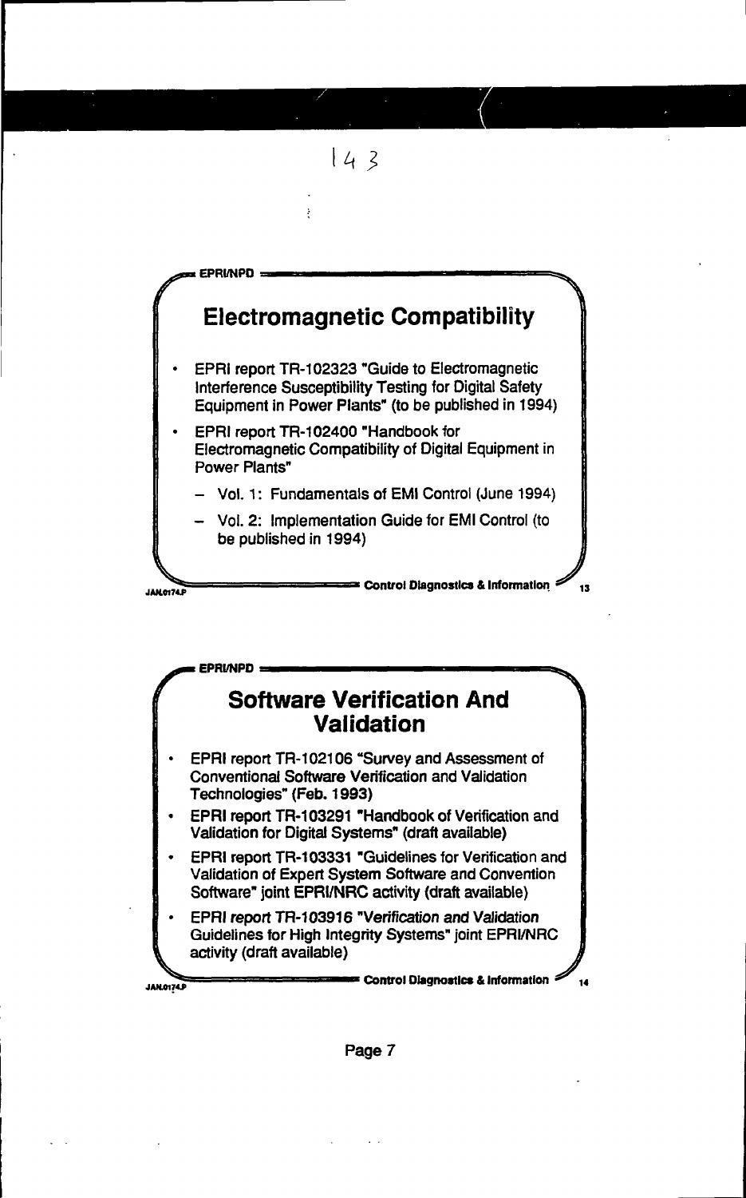EPRI/NPD

## Electromagnetic Compatibility

- EPRI report TR-102323 "Guide to Electromagnetic Interference Susceptibility Testing for Digital Safety Equipment in Power Plants" (to be published in 1994)
- EPRI report TR-102400 "Handbook for Electromagnetic Compatibility of Digital Equipment in Power Plants"
  - Vol. 1: Fundamentals of EMI Control (June 1994)
  - Vol. 2: Implementation Guide for EMI Control (to be published in 1994)

Control Diagnostics & Information

EPRI/NPD

## Software Verification And Validation

- EPRI report TR-102106 "Survey and Assessment of Conventional Software Verification and Validation Technologies" (Feb. 1993)
- EPRI report TR-103291 "Handbook of Verification and Validation for Digital Systems" (draft available)
- EPRI report TR-103331 "Guidelines for Verification and Validation of Expert System Software and Convention Software" joint EPRI/NRC activity (draft available)
- EPRI report TR-103916 "Verification and Validation Guidelines for High Integrity Systems" joint EPRI/NRC activity (draft available)

Control Diagnostics & Information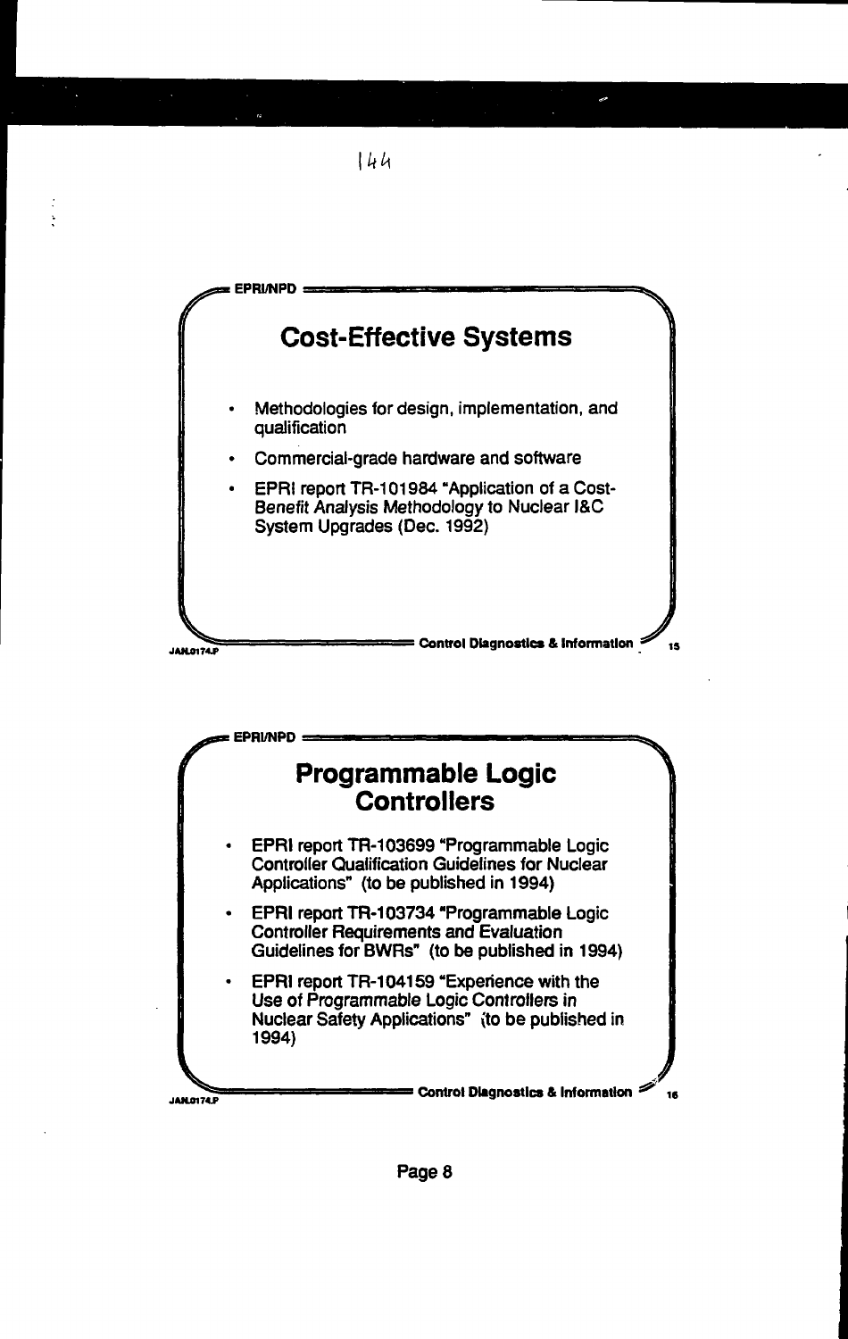EPRI/NPD

## Cost-Effective Systems

- Methodologies for design, implementation, and qualification
- Commercial-grade hardware and software
- EPRI report TR-101984 "Application of a Cost-Benefit Analysis Methodology to Nuclear I&C System Upgrades (Dec. 1992)

JAN.0174.P — Control Diagnostics & Information — 15

EPRI/NPD

## Programmable Logic Controllers

- EPRI report TR-103699 "Programmable Logic Controller Qualification Guidelines for Nuclear Applications" (to be published in 1994)
- EPRI report TR-103734 "Programmable Logic Controller Requirements and Evaluation Guidelines for BWRs" (to be published in 1994)
- EPRI report TR-104159 "Experience with the Use of Programmable Logic Controllers in Nuclear Safety Applications" (to be published in 1994)

JAN.0174.P — Control Diagnostics & Information — 16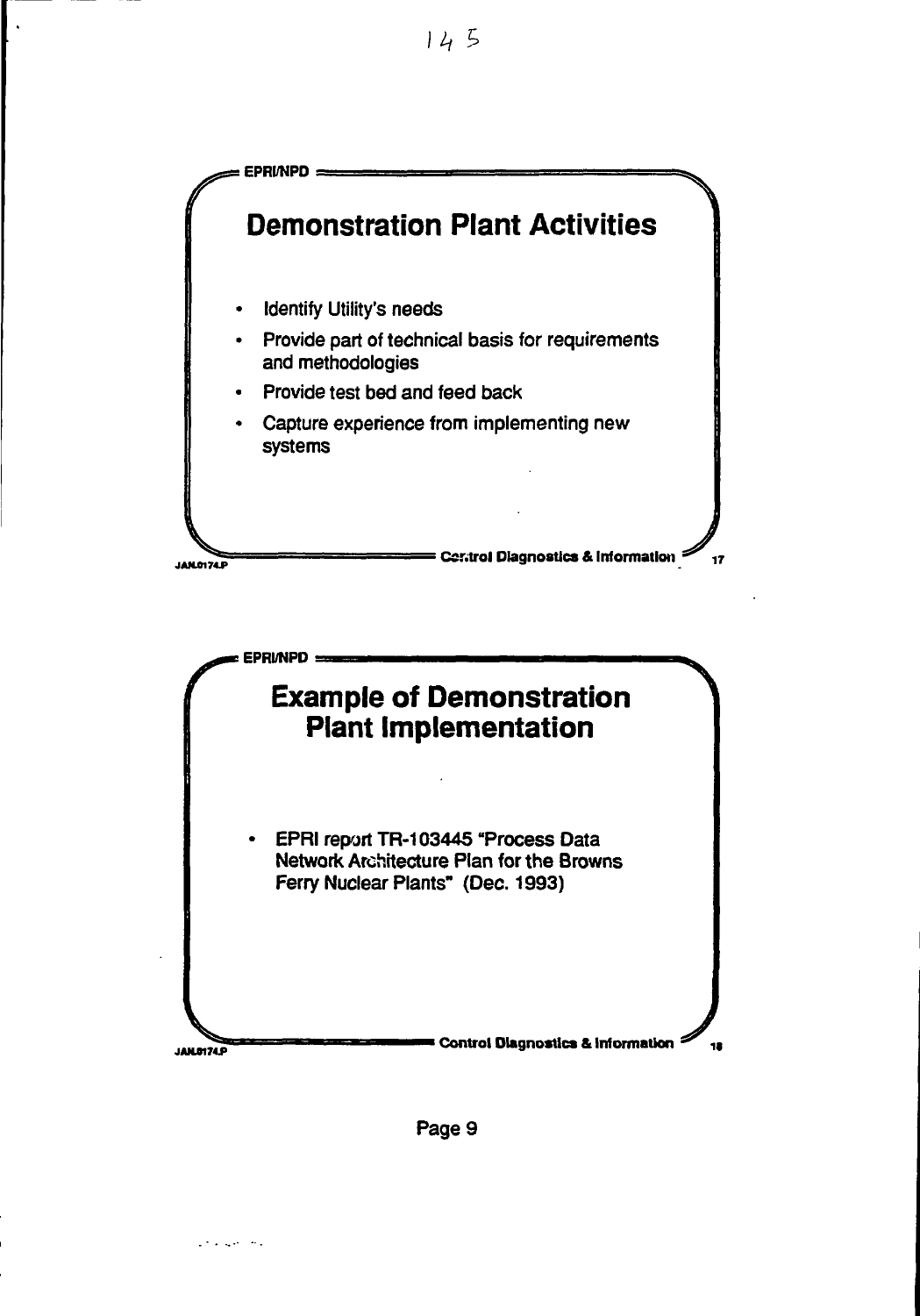EPRI/NPD

# Demonstration Plant Activities

- Identify Utility's needs
- Provide part of technical basis for requirements and methodologies
- Provide test bed and feed back
- Capture experience from implementing new systems

Control Diagnostics & Information

EPRI/NPD

# Example of Demonstration Plant Implementation

- EPRI report TR-103445 "Process Data Network Architecture Plan for the Browns Ferry Nuclear Plants" (Dec. 1993)

Control Diagnostics & Information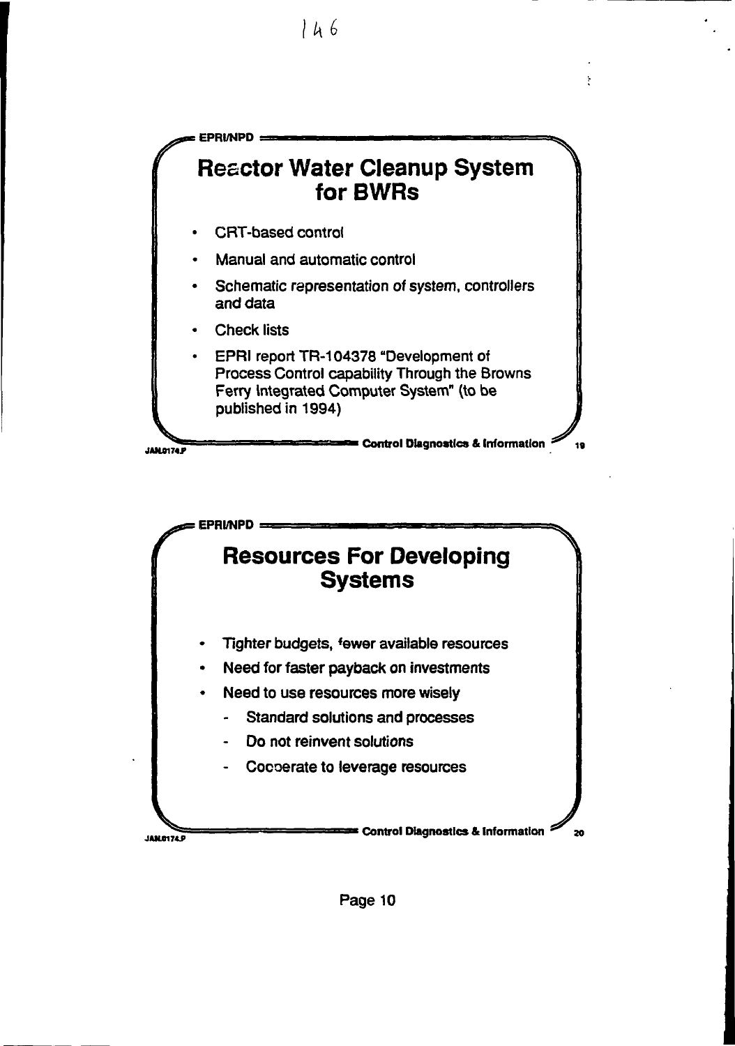## Reactor Water Cleanup System for BWRs

- CRT-based control
- Manual and automatic control
- Schematic representation of system, controllers and data
- Check lists
- EPRI report TR-104378 "Development of Process Control capability Through the Browns Ferry Integrated Computer System" (to be published in 1994)

## Resources For Developing Systems

- Tighter budgets, fewer available resources
- Need for faster payback on investments
- Need to use resources more wisely
  - Standard solutions and processes
  - Do not reinvent solutions
  - Cooperate to leverage resources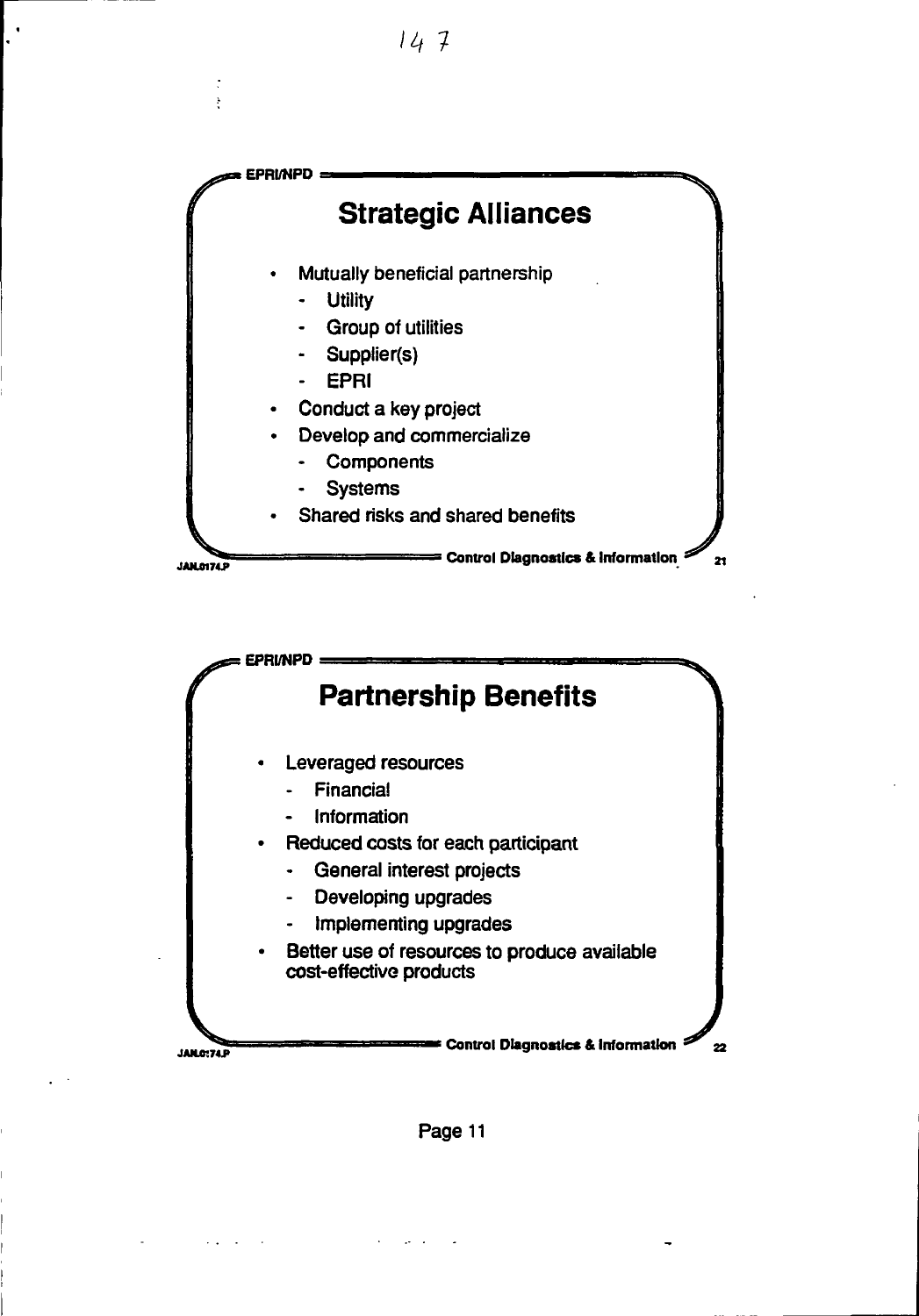## Strategic Alliances

- Mutually beneficial partnership
  - Utility
  - Group of utilities
  - Supplier(s)
  - EPRI
- Conduct a key project
- Develop and commercialize
  - Components
  - Systems
- Shared risks and shared benefits

## Partnership Benefits

- Leveraged resources
  - Financial
  - Information
- Reduced costs for each participant
  - General interest projects
  - Developing upgrades
  - Implementing upgrades
- Better use of resources to produce available cost-effective products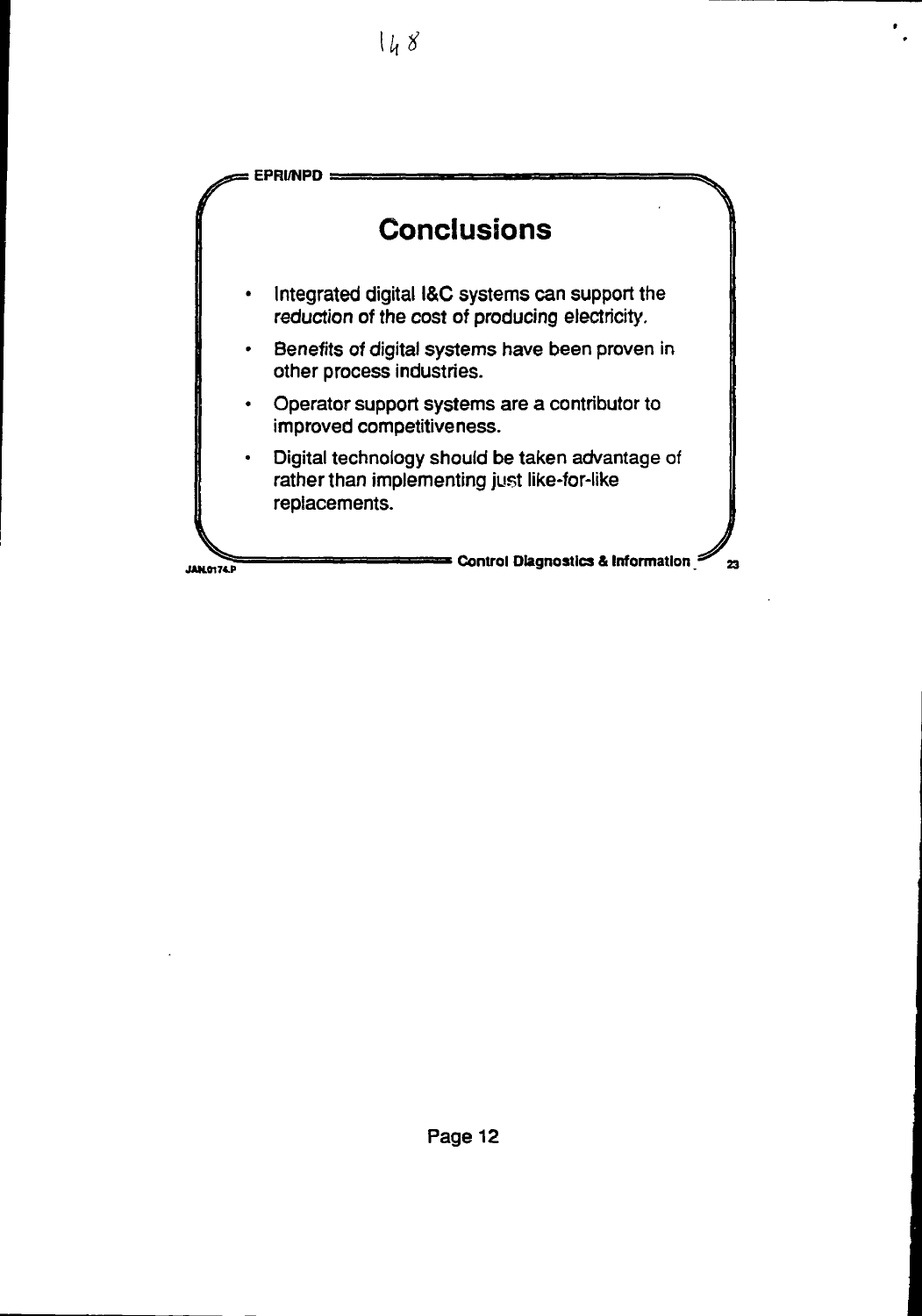EPRI/NPD

# Conclusions

- Integrated digital I&C systems can support the reduction of the cost of producing electricity.
- Benefits of digital systems have been proven in other process industries.
- Operator support systems are a contributor to improved competitiveness.
- Digital technology should be taken advantage of rather than implementing just like-for-like replacements.

JAN.0174.P — Control Diagnostics & Information